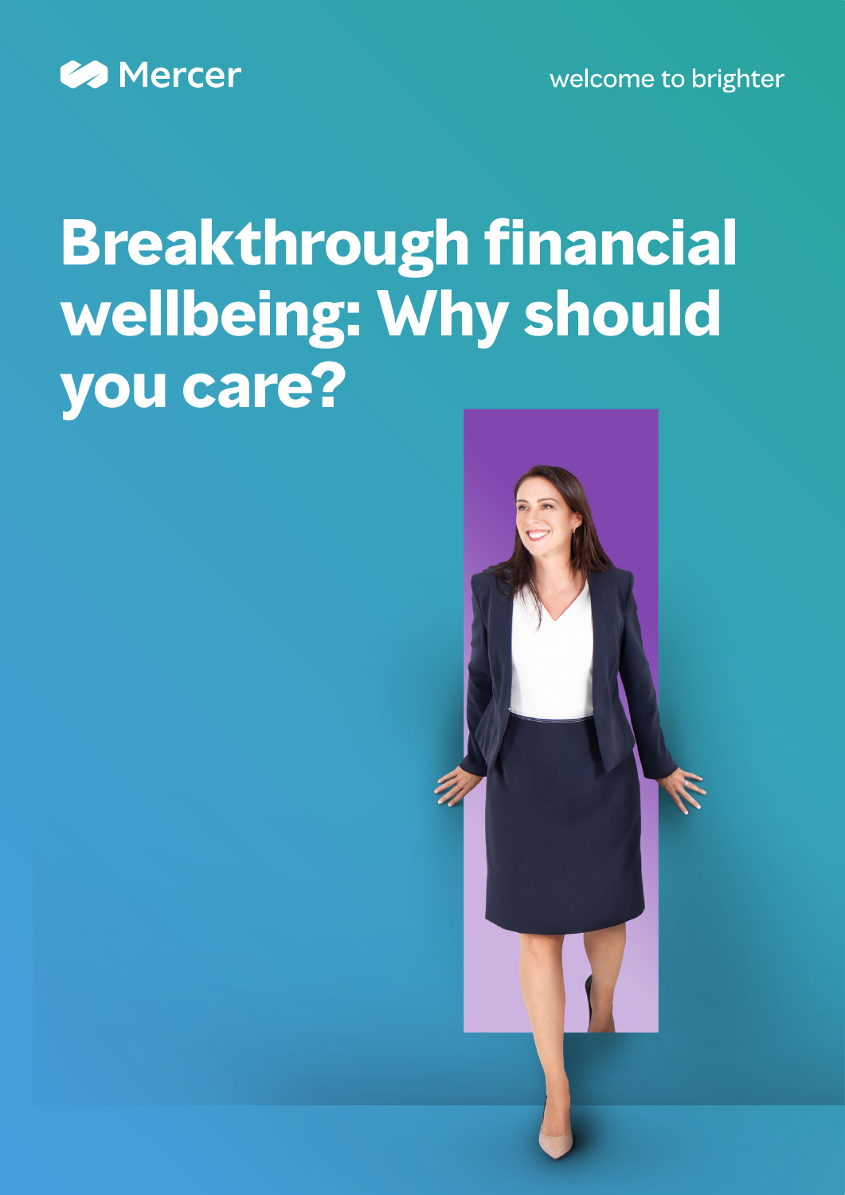Mercer

welcome to brighter

# Breakthrough financial wellbeing: Why should you care?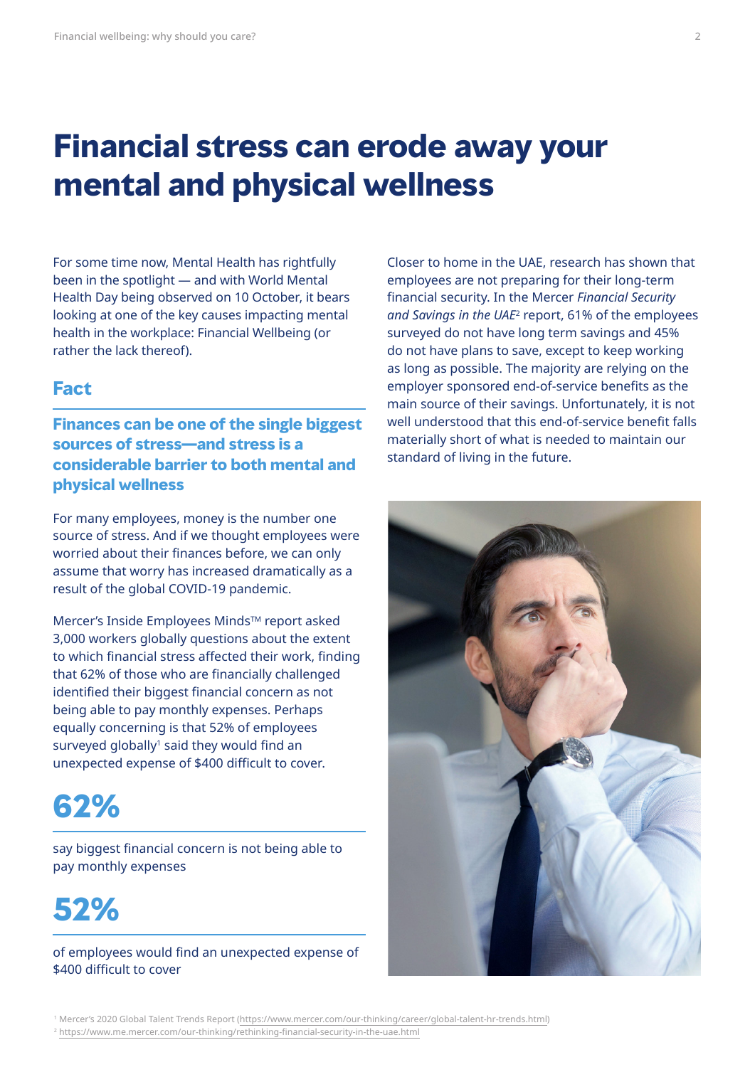# Financial stress can erode away your mental and physical wellness

For some time now, Mental Health has rightfully been in the spotlight — and with World Mental Health Day being observed on 10 October, it bears looking at one of the key causes impacting mental health in the workplace: Financial Wellbeing (or rather the lack thereof).

## Fact

### Finances can be one of the single biggest sources of stress—and stress is a considerable barrier to both mental and physical wellness

For many employees, money is the number one source of stress. And if we thought employees were worried about their finances before, we can only assume that worry has increased dramatically as a result of the global COVID-19 pandemic.

Mercer's Inside Employees Minds™ report asked 3,000 workers globally questions about the extent to which financial stress affected their work, finding that 62% of those who are financially challenged identified their biggest financial concern as not being able to pay monthly expenses. Perhaps equally concerning is that 52% of employees surveyed globally[1] said they would find an unexpected expense of $400 difficult to cover.

**62%**

say biggest financial concern is not being able to pay monthly expenses

**52%**

of employees would find an unexpected expense of $400 difficult to cover

Closer to home in the UAE, research has shown that employees are not preparing for their long-term financial security. In the Mercer *Financial Security and Savings in the UAE*[2] report, 61% of the employees surveyed do not have long term savings and 45% do not have plans to save, except to keep working as long as possible. The majority are relying on the employer sponsored end-of-service benefits as the main source of their savings. Unfortunately, it is not well understood that this end-of-service benefit falls materially short of what is needed to maintain our standard of living in the future.

[1] Mercer's 2020 Global Talent Trends Report (https://www.mercer.com/our-thinking/career/global-talent-hr-trends.html)

[2] https://www.me.mercer.com/our-thinking/rethinking-financial-security-in-the-uae.html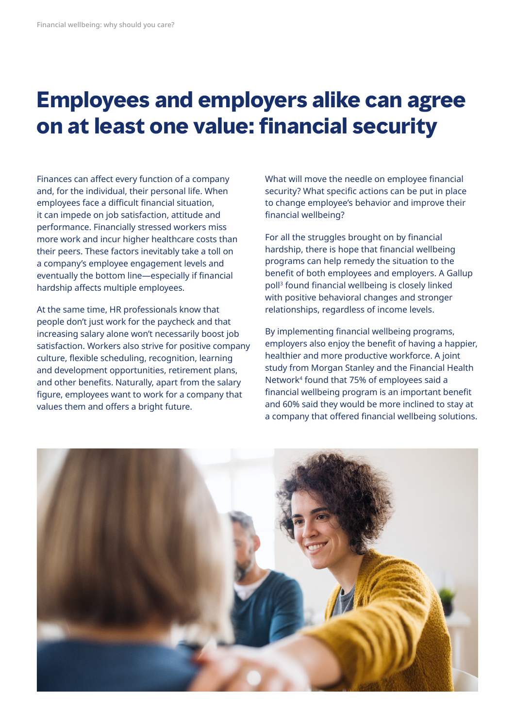# Employees and employers alike can agree on at least one value: financial security

Finances can affect every function of a company and, for the individual, their personal life. When employees face a difficult financial situation, it can impede on job satisfaction, attitude and performance. Financially stressed workers miss more work and incur higher healthcare costs than their peers. These factors inevitably take a toll on a company's employee engagement levels and eventually the bottom line—especially if financial hardship affects multiple employees.

At the same time, HR professionals know that people don't just work for the paycheck and that increasing salary alone won't necessarily boost job satisfaction. Workers also strive for positive company culture, flexible scheduling, recognition, learning and development opportunities, retirement plans, and other benefits. Naturally, apart from the salary figure, employees want to work for a company that values them and offers a bright future.

What will move the needle on employee financial security? What specific actions can be put in place to change employee's behavior and improve their financial wellbeing?

For all the struggles brought on by financial hardship, there is hope that financial wellbeing programs can help remedy the situation to the benefit of both employees and employers. A Gallup poll[3] found financial wellbeing is closely linked with positive behavioral changes and stronger relationships, regardless of income levels.

By implementing financial wellbeing programs, employers also enjoy the benefit of having a happier, healthier and more productive workforce. A joint study from Morgan Stanley and the Financial Health Network[4] found that 75% of employees said a financial wellbeing program is an important benefit and 60% said they would be more inclined to stay at a company that offered financial wellbeing solutions.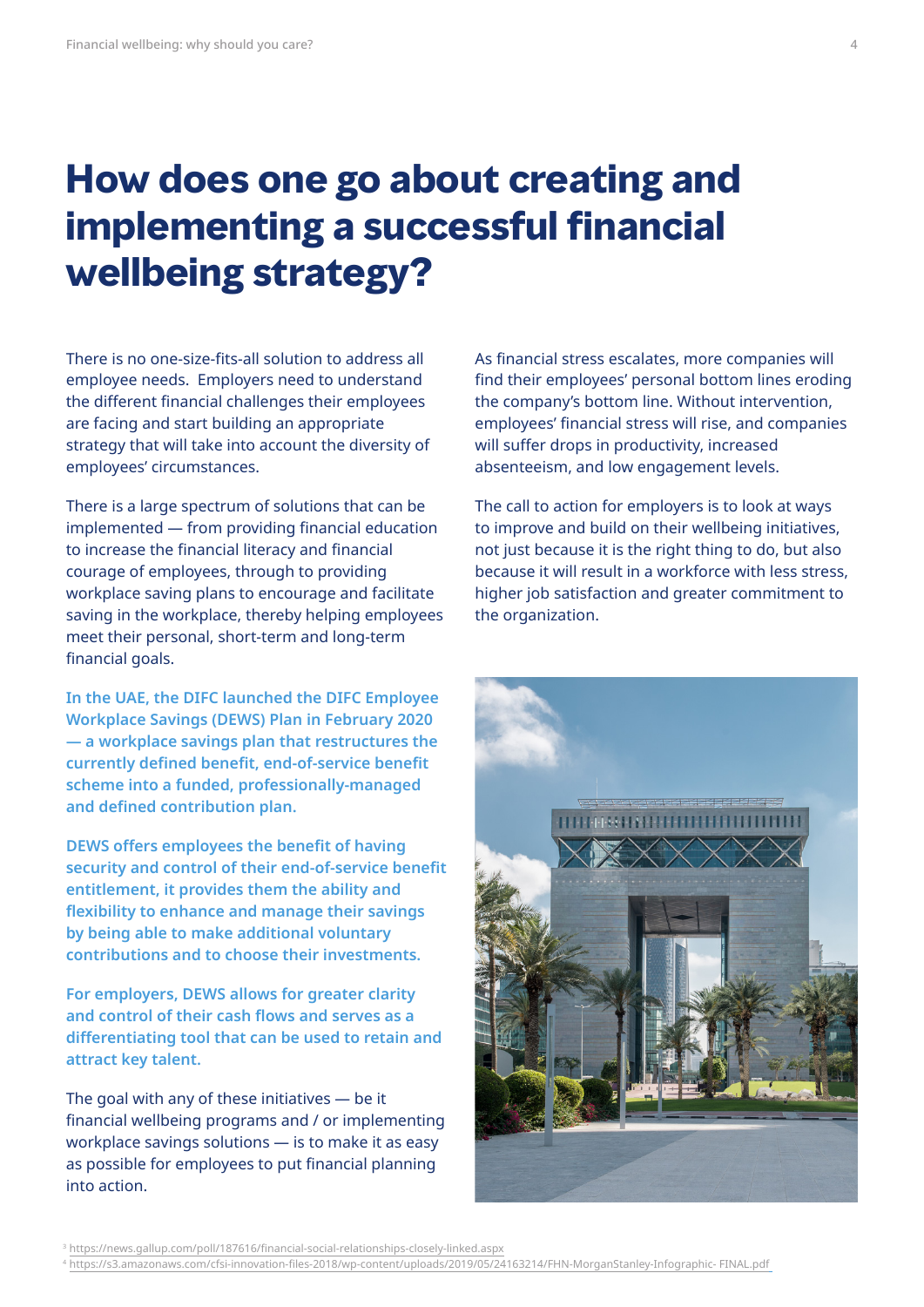# How does one go about creating and implementing a successful financial wellbeing strategy?

There is no one-size-fits-all solution to address all employee needs. Employers need to understand the different financial challenges their employees are facing and start building an appropriate strategy that will take into account the diversity of employees' circumstances.

There is a large spectrum of solutions that can be implemented — from providing financial education to increase the financial literacy and financial courage of employees, through to providing workplace saving plans to encourage and facilitate saving in the workplace, thereby helping employees meet their personal, short-term and long-term financial goals.

**In the UAE, the DIFC launched the DIFC Employee Workplace Savings (DEWS) Plan in February 2020 — a workplace savings plan that restructures the currently defined benefit, end-of-service benefit scheme into a funded, professionally-managed and defined contribution plan.**

**DEWS offers employees the benefit of having security and control of their end-of-service benefit entitlement, it provides them the ability and flexibility to enhance and manage their savings by being able to make additional voluntary contributions and to choose their investments.**

**For employers, DEWS allows for greater clarity and control of their cash flows and serves as a differentiating tool that can be used to retain and attract key talent.**

The goal with any of these initiatives — be it financial wellbeing programs and / or implementing workplace savings solutions — is to make it as easy as possible for employees to put financial planning into action.

As financial stress escalates, more companies will find their employees' personal bottom lines eroding the company's bottom line. Without intervention, employees' financial stress will rise, and companies will suffer drops in productivity, increased absenteeism, and low engagement levels.

The call to action for employers is to look at ways to improve and build on their wellbeing initiatives, not just because it is the right thing to do, but also because it will result in a workforce with less stress, higher job satisfaction and greater commitment to the organization.

[3] https://news.gallup.com/poll/187616/financial-social-relationships-closely-linked.aspx

[4] https://s3.amazonaws.com/cfsi-innovation-files-2018/wp-content/uploads/2019/05/24163214/FHN-MorganStanley-Infographic- FINAL.pdf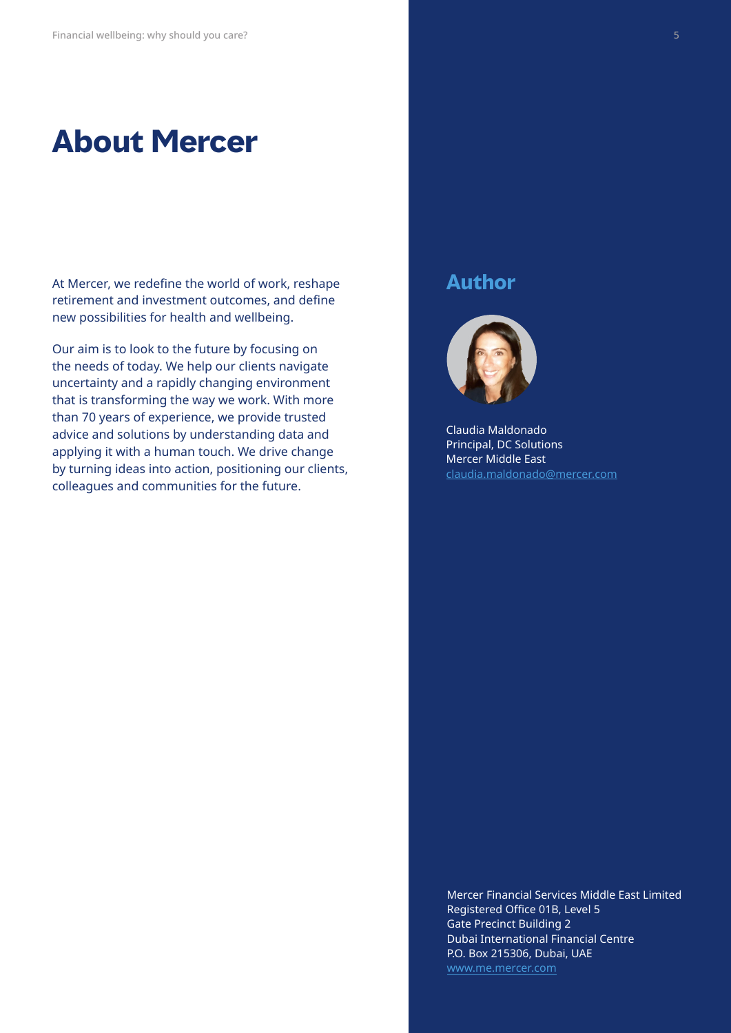# About Mercer

At Mercer, we redefine the world of work, reshape retirement and investment outcomes, and define new possibilities for health and wellbeing.

Our aim is to look to the future by focusing on the needs of today. We help our clients navigate uncertainty and a rapidly changing environment that is transforming the way we work. With more than 70 years of experience, we provide trusted advice and solutions by understanding data and applying it with a human touch. We drive change by turning ideas into action, positioning our clients, colleagues and communities for the future.

## Author

Claudia Maldonado
Principal, DC Solutions
Mercer Middle East
claudia.maldonado@mercer.com

Mercer Financial Services Middle East Limited
Registered Office 01B, Level 5
Gate Precinct Building 2
Dubai International Financial Centre
P.O. Box 215306, Dubai, UAE
www.me.mercer.com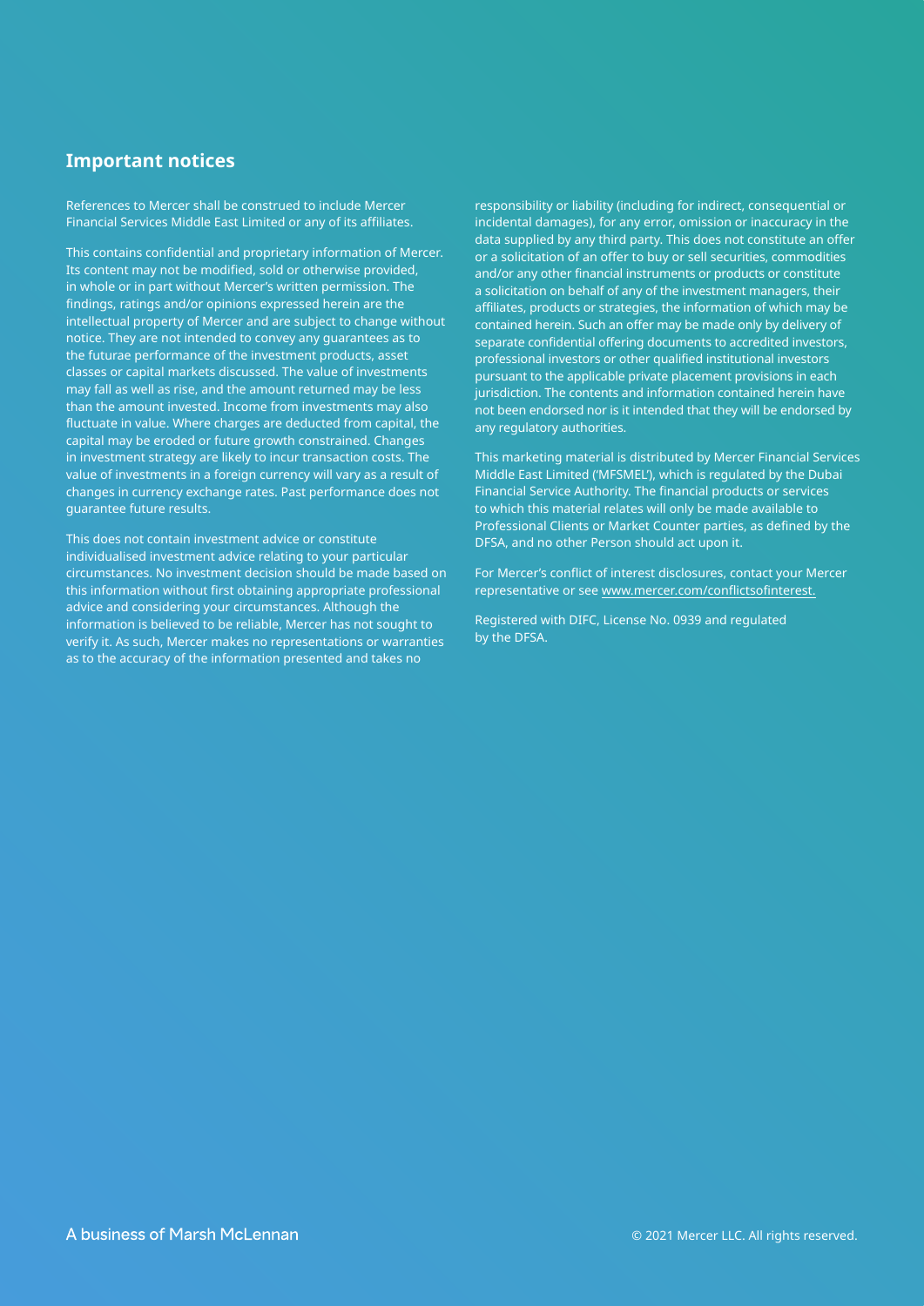## Important notices

References to Mercer shall be construed to include Mercer Financial Services Middle East Limited or any of its affiliates.

This contains confidential and proprietary information of Mercer. Its content may not be modified, sold or otherwise provided, in whole or in part without Mercer's written permission. The findings, ratings and/or opinions expressed herein are the intellectual property of Mercer and are subject to change without notice. They are not intended to convey any guarantees as to the futurae performance of the investment products, asset classes or capital markets discussed. The value of investments may fall as well as rise, and the amount returned may be less than the amount invested. Income from investments may also fluctuate in value. Where charges are deducted from capital, the capital may be eroded or future growth constrained. Changes in investment strategy are likely to incur transaction costs. The value of investments in a foreign currency will vary as a result of changes in currency exchange rates. Past performance does not guarantee future results.

This does not contain investment advice or constitute individualised investment advice relating to your particular circumstances. No investment decision should be made based on this information without first obtaining appropriate professional advice and considering your circumstances. Although the information is believed to be reliable, Mercer has not sought to verify it. As such, Mercer makes no representations or warranties as to the accuracy of the information presented and takes no responsibility or liability (including for indirect, consequential or incidental damages), for any error, omission or inaccuracy in the data supplied by any third party. This does not constitute an offer or a solicitation of an offer to buy or sell securities, commodities and/or any other financial instruments or products or constitute a solicitation on behalf of any of the investment managers, their affiliates, products or strategies, the information of which may be contained herein. Such an offer may be made only by delivery of separate confidential offering documents to accredited investors, professional investors or other qualified institutional investors pursuant to the applicable private placement provisions in each jurisdiction. The contents and information contained herein have not been endorsed nor is it intended that they will be endorsed by any regulatory authorities.

This marketing material is distributed by Mercer Financial Services Middle East Limited ('MFSMEL'), which is regulated by the Dubai Financial Service Authority. The financial products or services to which this material relates will only be made available to Professional Clients or Market Counter parties, as defined by the DFSA, and no other Person should act upon it.

For Mercer's conflict of interest disclosures, contact your Mercer representative or see www.mercer.com/conflictsofinterest.

Registered with DIFC, License No. 0939 and regulated by the DFSA.

A business of Marsh McLennan

© 2021 Mercer LLC. All rights reserved.